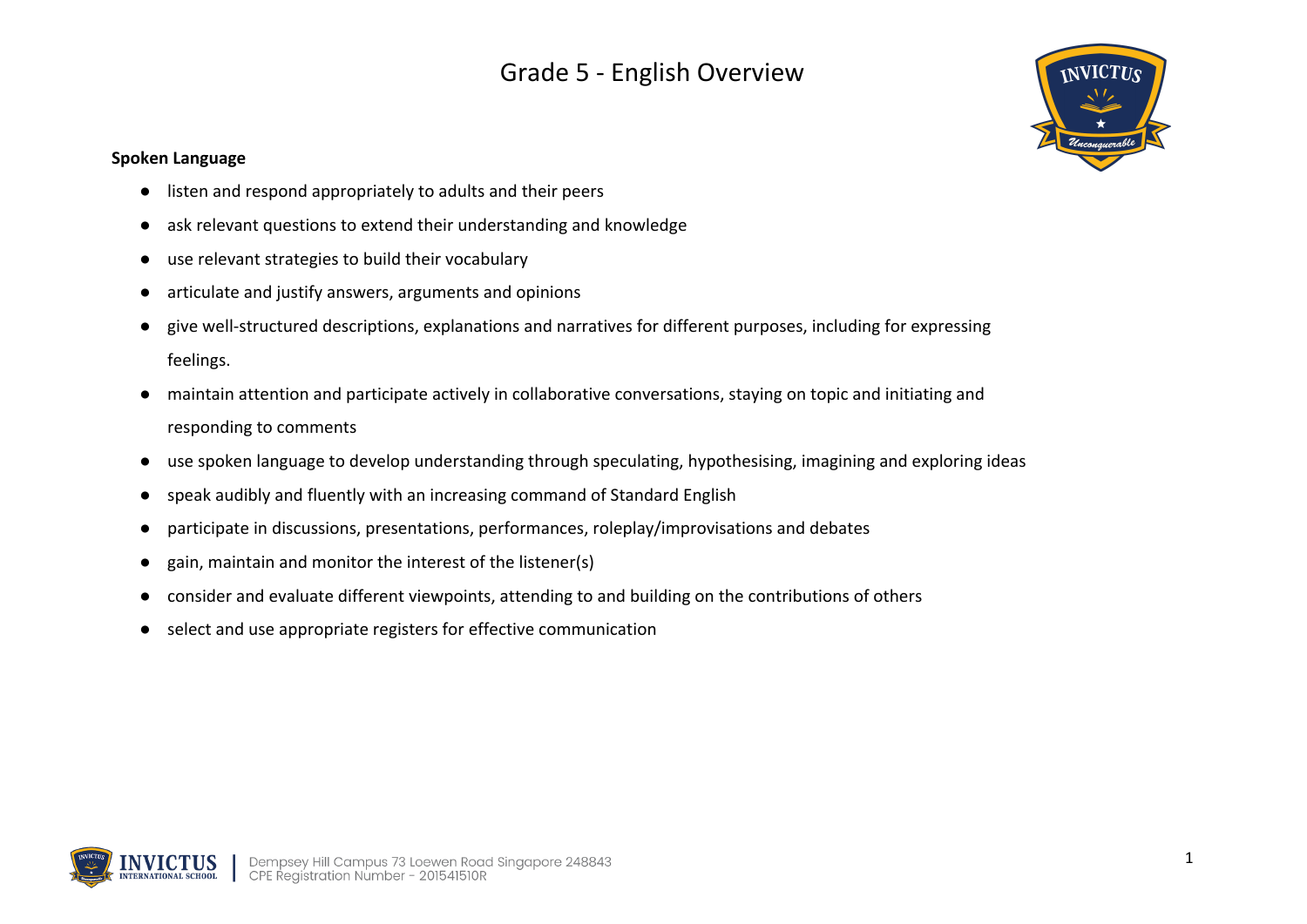# Grade 5 - English Overview

**Spoken Language**

- listen and respond appropriately to adults and their peers
- ask relevant questions to extend their understanding and knowledge
- use relevant strategies to build their vocabulary
- articulate and justify answers, arguments and opinions
- give well-structured descriptions, explanations and narratives for different purposes, including for expressing feelings.
- maintain attention and participate actively in collaborative conversations, staying on topic and initiating and responding to comments
- use spoken language to develop understanding through speculating, hypothesising, imagining and exploring ideas
- speak audibly and fluently with an increasing command of Standard English
- participate in discussions, presentations, performances, roleplay/improvisations and debates
- gain, maintain and monitor the interest of the listener(s)
- consider and evaluate different viewpoints, attending to and building on the contributions of others
- select and use appropriate registers for effective communication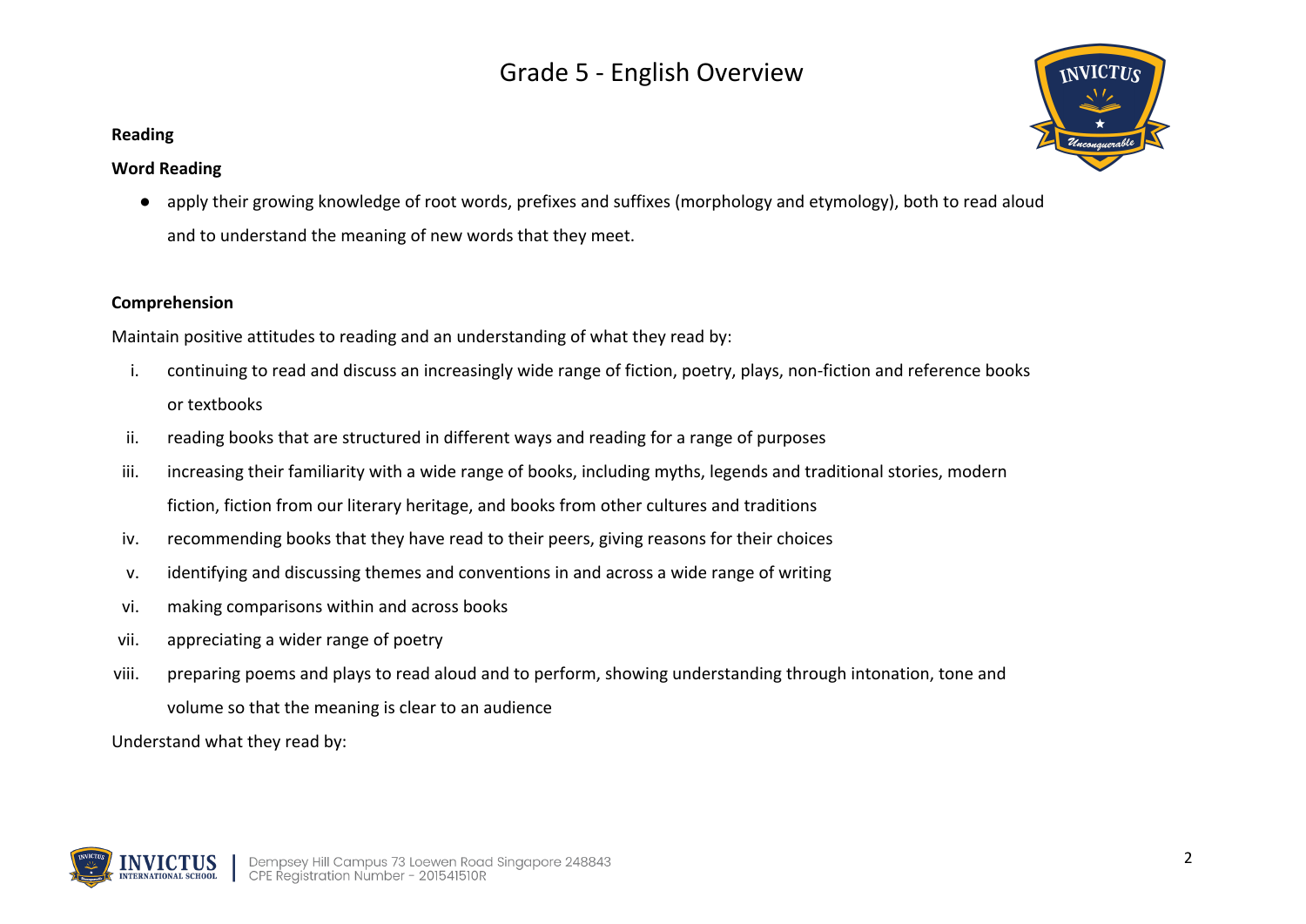# Grade 5 - English Overview

**Reading**

**Word Reading**

- apply their growing knowledge of root words, prefixes and suffixes (morphology and etymology), both to read aloud and to understand the meaning of new words that they meet.

**Comprehension**

Maintain positive attitudes to reading and an understanding of what they read by:

i. continuing to read and discuss an increasingly wide range of fiction, poetry, plays, non-fiction and reference books or textbooks
ii. reading books that are structured in different ways and reading for a range of purposes
iii. increasing their familiarity with a wide range of books, including myths, legends and traditional stories, modern fiction, fiction from our literary heritage, and books from other cultures and traditions
iv. recommending books that they have read to their peers, giving reasons for their choices
v. identifying and discussing themes and conventions in and across a wide range of writing
vi. making comparisons within and across books
vii. appreciating a wider range of poetry
viii. preparing poems and plays to read aloud and to perform, showing understanding through intonation, tone and volume so that the meaning is clear to an audience

Understand what they read by: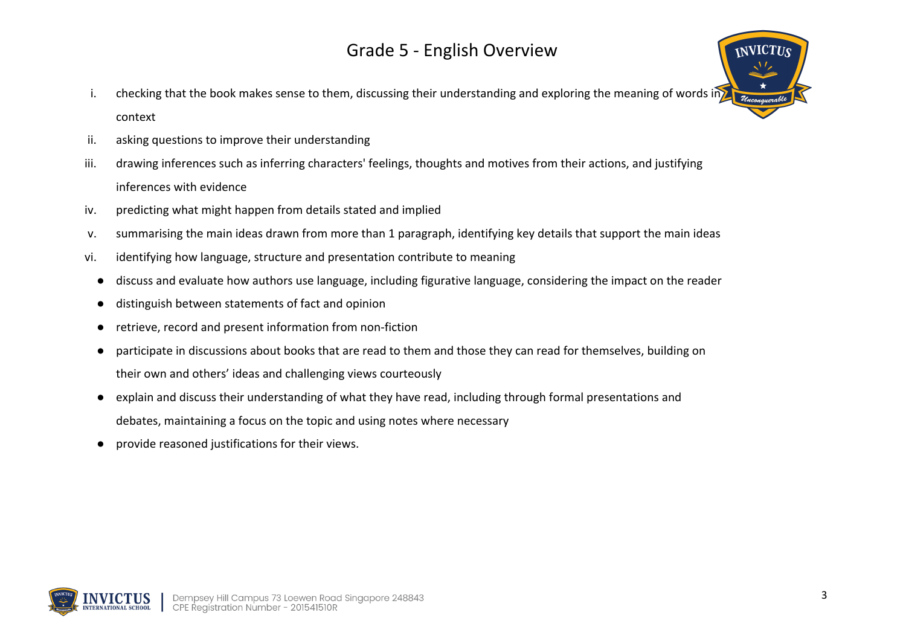i. checking that the book makes sense to them, discussing their understanding and exploring the meaning of words in context
ii. asking questions to improve their understanding
iii. drawing inferences such as inferring characters' feelings, thoughts and motives from their actions, and justifying inferences with evidence
iv. predicting what might happen from details stated and implied
v. summarising the main ideas drawn from more than 1 paragraph, identifying key details that support the main ideas
vi. identifying how language, structure and presentation contribute to meaning

- discuss and evaluate how authors use language, including figurative language, considering the impact on the reader
- distinguish between statements of fact and opinion
- retrieve, record and present information from non-fiction
- participate in discussions about books that are read to them and those they can read for themselves, building on their own and others' ideas and challenging views courteously
- explain and discuss their understanding of what they have read, including through formal presentations and debates, maintaining a focus on the topic and using notes where necessary
- provide reasoned justifications for their views.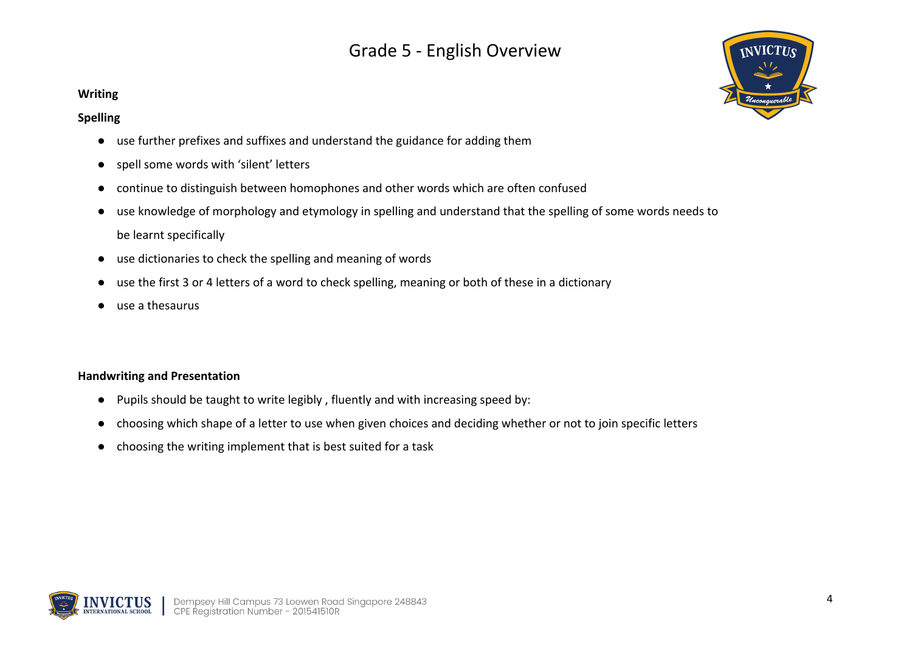# Grade 5 - English Overview

**Writing**

**Spelling**

- use further prefixes and suffixes and understand the guidance for adding them
- spell some words with 'silent' letters
- continue to distinguish between homophones and other words which are often confused
- use knowledge of morphology and etymology in spelling and understand that the spelling of some words needs to be learnt specifically
- use dictionaries to check the spelling and meaning of words
- use the first 3 or 4 letters of a word to check spelling, meaning or both of these in a dictionary
- use a thesaurus

**Handwriting and Presentation**

- Pupils should be taught to write legibly , fluently and with increasing speed by:
- choosing which shape of a letter to use when given choices and deciding whether or not to join specific letters
- choosing the writing implement that is best suited for a task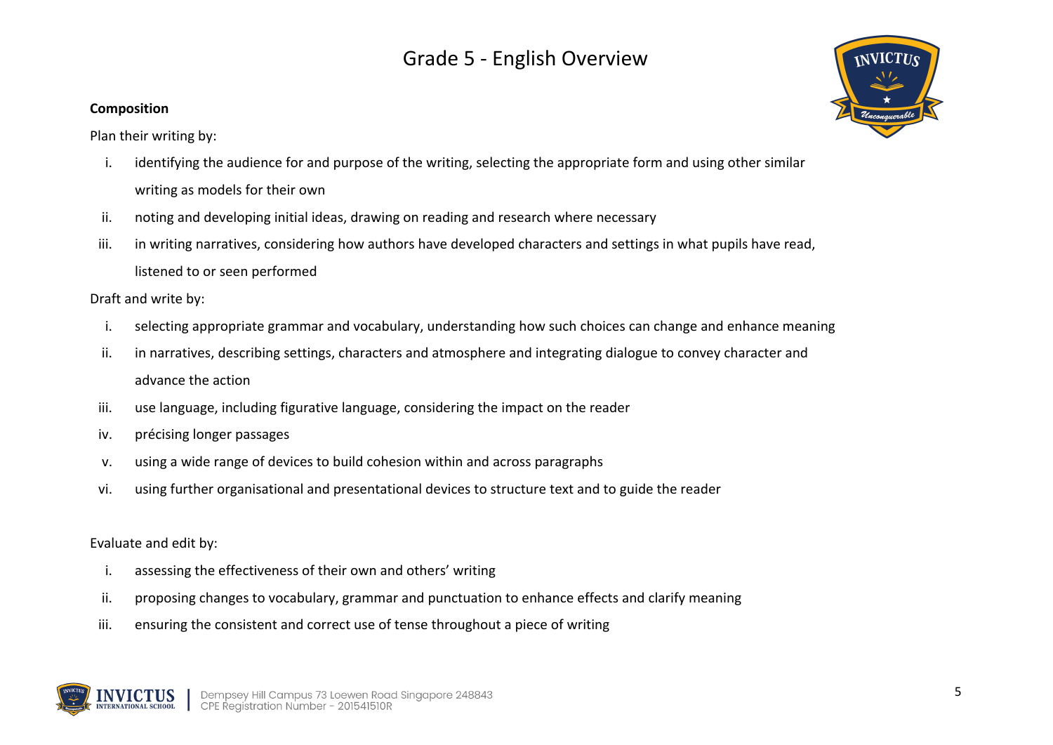# Grade 5 - English Overview

**Composition**

Plan their writing by:

i. identifying the audience for and purpose of the writing, selecting the appropriate form and using other similar writing as models for their own
ii. noting and developing initial ideas, drawing on reading and research where necessary
iii. in writing narratives, considering how authors have developed characters and settings in what pupils have read, listened to or seen performed

Draft and write by:

i. selecting appropriate grammar and vocabulary, understanding how such choices can change and enhance meaning
ii. in narratives, describing settings, characters and atmosphere and integrating dialogue to convey character and advance the action
iii. use language, including figurative language, considering the impact on the reader
iv. précising longer passages
v. using a wide range of devices to build cohesion within and across paragraphs
vi. using further organisational and presentational devices to structure text and to guide the reader

Evaluate and edit by:

i. assessing the effectiveness of their own and others' writing
ii. proposing changes to vocabulary, grammar and punctuation to enhance effects and clarify meaning
iii. ensuring the consistent and correct use of tense throughout a piece of writing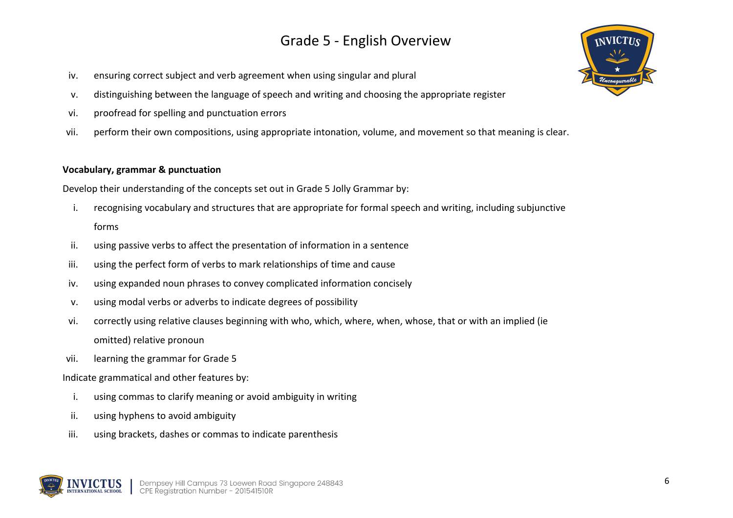iv. ensuring correct subject and verb agreement when using singular and plural
v. distinguishing between the language of speech and writing and choosing the appropriate register
vi. proofread for spelling and punctuation errors
vii. perform their own compositions, using appropriate intonation, volume, and movement so that meaning is clear.

**Vocabulary, grammar & punctuation**

Develop their understanding of the concepts set out in Grade 5 Jolly Grammar by:

i. recognising vocabulary and structures that are appropriate for formal speech and writing, including subjunctive forms
ii. using passive verbs to affect the presentation of information in a sentence
iii. using the perfect form of verbs to mark relationships of time and cause
iv. using expanded noun phrases to convey complicated information concisely
v. using modal verbs or adverbs to indicate degrees of possibility
vi. correctly using relative clauses beginning with who, which, where, when, whose, that or with an implied (ie omitted) relative pronoun
vii. learning the grammar for Grade 5

Indicate grammatical and other features by:

i. using commas to clarify meaning or avoid ambiguity in writing
ii. using hyphens to avoid ambiguity
iii. using brackets, dashes or commas to indicate parenthesis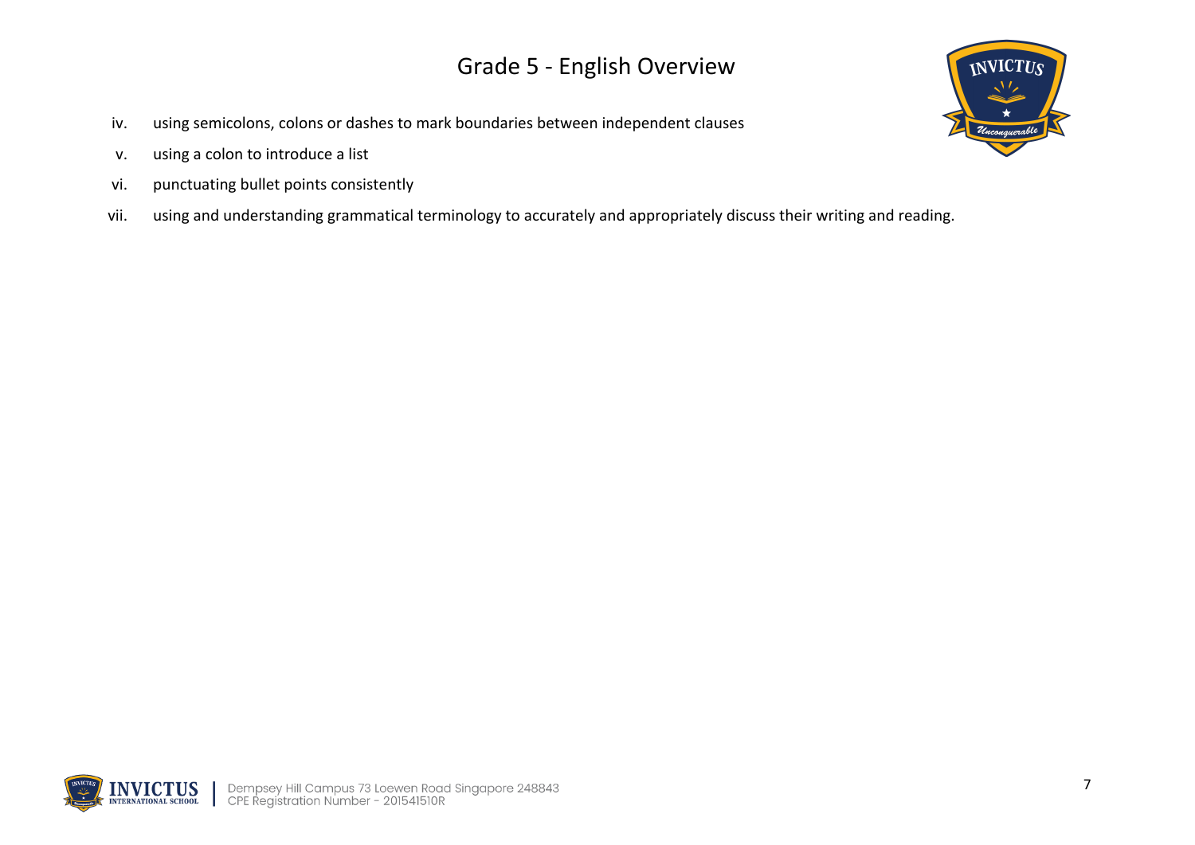iv. using semicolons, colons or dashes to mark boundaries between independent clauses

v. using a colon to introduce a list

vi. punctuating bullet points consistently

vii. using and understanding grammatical terminology to accurately and appropriately discuss their writing and reading.